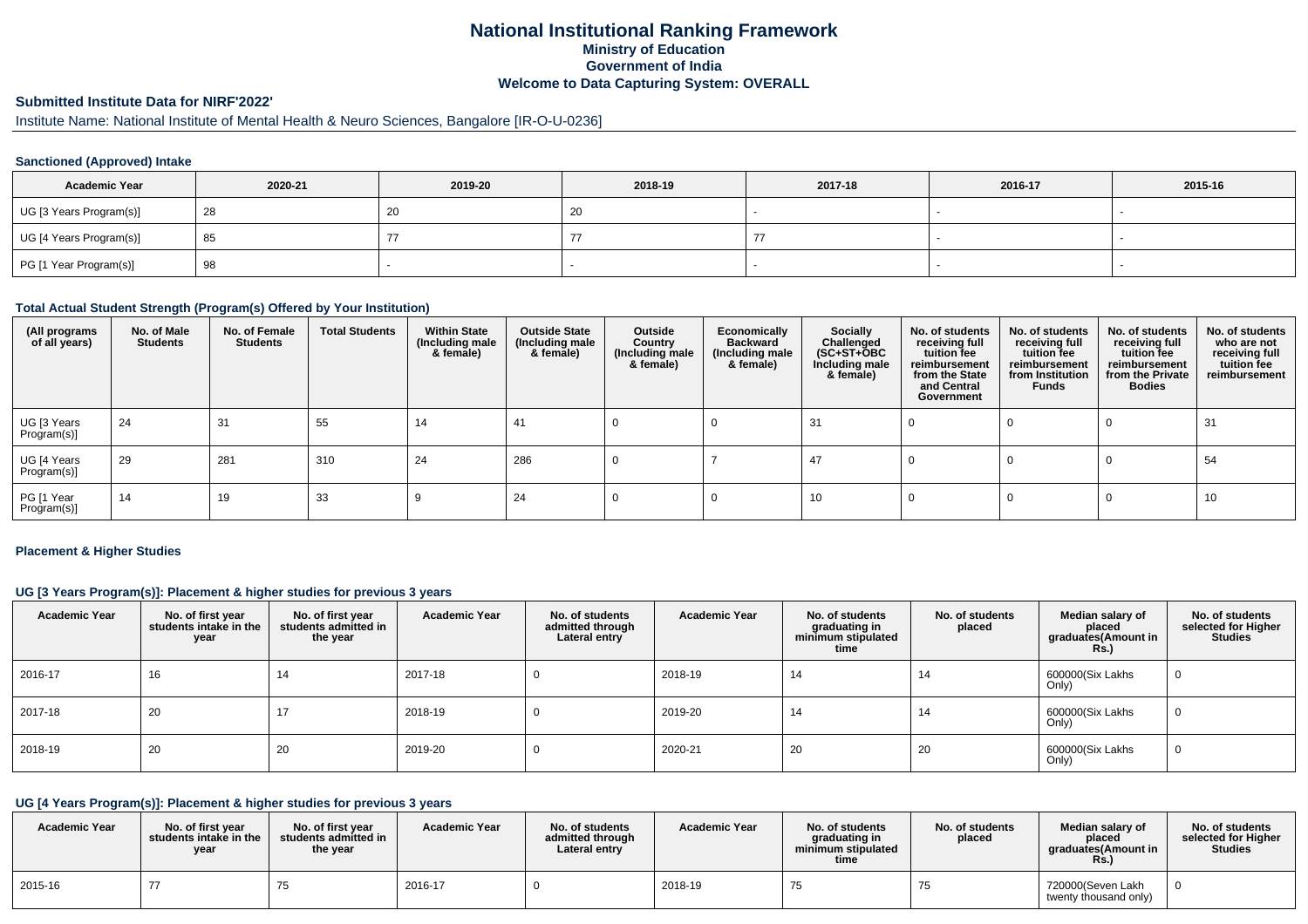# National Institutional Ranking Framework
## Ministry of Education
## Government of India
## Welcome to Data Capturing System: OVERALL

### Submitted Institute Data for NIRF'2022'

Institute Name: National Institute of Mental Health & Neuro Sciences, Bangalore [IR-O-U-0236]

#### Sanctioned (Approved) Intake

| Academic Year | 2020-21 | 2019-20 | 2018-19 | 2017-18 | 2016-17 | 2015-16 |
|---|---|---|---|---|---|---|
| UG [3 Years Program(s)] | 28 | 20 | 20 | - | - | - |
| UG [4 Years Program(s)] | 85 | 77 | 77 | 77 | - | - |
| PG [1 Year Program(s)] | 98 | - | - | - | - | - |

#### Total Actual Student Strength (Program(s) Offered by Your Institution)

| (All programs of all years) | No. of Male Students | No. of Female Students | Total Students | Within State (Including male & female) | Outside State (Including male & female) | Outside Country (Including male & female) | Economically Backward (Including male & female) | Socially Challenged (SC+ST+OBC Including male & female) | No. of students receiving full tuition fee reimbursement from the State and Central Government | No. of students receiving full tuition fee reimbursement from Institution Funds | No. of students receiving full tuition fee reimbursement from the Private Bodies | No. of students who are not receiving full tuition fee reimbursement |
|---|---|---|---|---|---|---|---|---|---|---|---|---|
| UG [3 Years Program(s)] | 24 | 31 | 55 | 14 | 41 | 0 | 0 | 31 | 0 | 0 | 0 | 31 |
| UG [4 Years Program(s)] | 29 | 281 | 310 | 24 | 286 | 0 | 7 | 47 | 0 | 0 | 0 | 54 |
| PG [1 Year Program(s)] | 14 | 19 | 33 | 9 | 24 | 0 | 0 | 10 | 0 | 0 | 0 | 10 |

#### Placement & Higher Studies

#### UG [3 Years Program(s)]: Placement & higher studies for previous 3 years

| Academic Year | No. of first year students intake in the year | No. of first year students admitted in the year | Academic Year | No. of students admitted through Lateral entry | Academic Year | No. of students graduating in minimum stipulated time | No. of students placed | Median salary of placed graduates(Amount in Rs.) | No. of students selected for Higher Studies |
|---|---|---|---|---|---|---|---|---|---|
| 2016-17 | 16 | 14 | 2017-18 | 0 | 2018-19 | 14 | 14 | 600000(Six Lakhs Only) | 0 |
| 2017-18 | 20 | 17 | 2018-19 | 0 | 2019-20 | 14 | 14 | 600000(Six Lakhs Only) | 0 |
| 2018-19 | 20 | 20 | 2019-20 | 0 | 2020-21 | 20 | 20 | 600000(Six Lakhs Only) | 0 |

#### UG [4 Years Program(s)]: Placement & higher studies for previous 3 years

| Academic Year | No. of first year students intake in the year | No. of first year students admitted in the year | Academic Year | No. of students admitted through Lateral entry | Academic Year | No. of students graduating in minimum stipulated time | No. of students placed | Median salary of placed graduates(Amount in Rs.) | No. of students selected for Higher Studies |
|---|---|---|---|---|---|---|---|---|---|
| 2015-16 | 77 | 75 | 2016-17 | 0 | 2018-19 | 75 | 75 | 720000(Seven Lakh twenty thousand only) | 0 |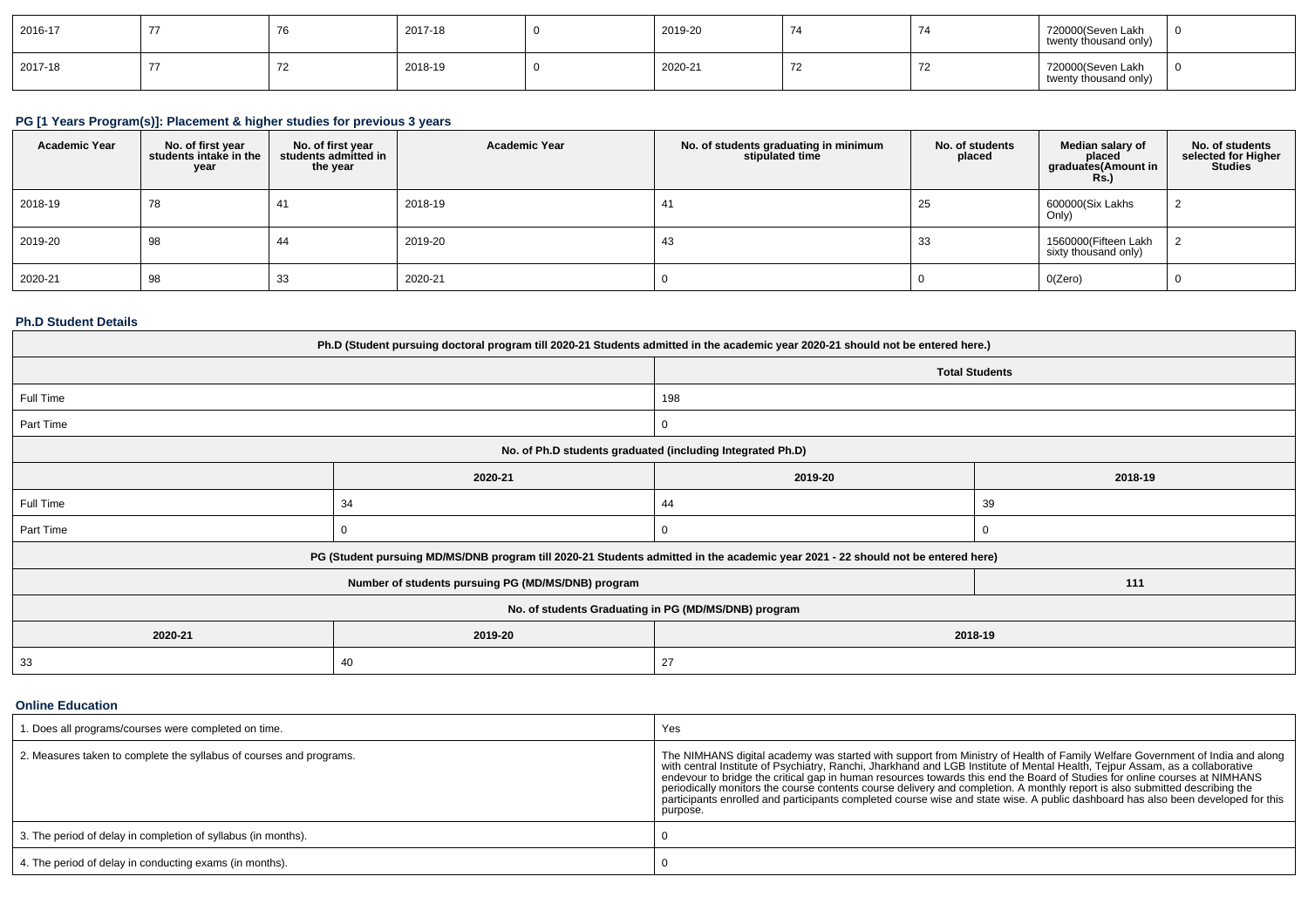| 2016-17 | 77 | 76 | 2017-18 | 0 | 2019-20 | 74 | 74 | 720000(Seven Lakh twenty thousand only) | 0 |
|---|---|---|---|---|---|---|---|---|---|
| 2017-18 | 77 | 72 | 2018-19 | 0 | 2020-21 | 72 | 72 | 720000(Seven Lakh twenty thousand only) | 0 |

### PG [1 Years Program(s)]: Placement & higher studies for previous 3 years

| Academic Year | No. of first year students intake in the year | No. of first year students admitted in the year | Academic Year | No. of students graduating in minimum stipulated time | No. of students placed | Median salary of placed graduates(Amount in Rs.) | No. of students selected for Higher Studies |
|---|---|---|---|---|---|---|---|
| 2018-19 | 78 | 41 | 2018-19 | 41 | 25 | 600000(Six Lakhs Only) | 2 |
| 2019-20 | 98 | 44 | 2019-20 | 43 | 33 | 1560000(Fifteen Lakh sixty thousand only) | 2 |
| 2020-21 | 98 | 33 | 2020-21 | 0 | 0 | 0(Zero) | 0 |

### Ph.D Student Details

| Ph.D (Student pursuing doctoral program till 2020-21 Students admitted in the academic year 2020-21 should not be entered here.) | | | |
|---|---|---|---|
| | | Total Students | |
| Full Time | | 198 | |
| Part Time | | 0 | |
| No. of Ph.D students graduated (including Integrated Ph.D) | | | |
| | 2020-21 | 2019-20 | 2018-19 |
| Full Time | 34 | 44 | 39 |
| Part Time | 0 | 0 | 0 |
| PG (Student pursuing MD/MS/DNB program till 2020-21 Students admitted in the academic year 2021 - 22 should not be entered here) | | | |
| Number of students pursuing PG (MD/MS/DNB) program | | | 111 |
| No. of students Graduating in PG (MD/MS/DNB) program | | | |
| 2020-21 | 2019-20 | 2018-19 | |
| 33 | 40 | 27 | |

### Online Education

| 1. Does all programs/courses were completed on time. | Yes |
|---|---|
| 2. Measures taken to complete the syllabus of courses and programs. | The NIMHANS digital academy was started with support from Ministry of Health of Family Welfare Government of India and along with central Institute of Psychiatry, Ranchi, Jharkhand and LGB Institute of Mental Health, Tejpur Assam, as a collaborative endevour to bridge the critical gap in human resources towards this end the Board of Studies for online courses at NIMHANS periodically monitors the course contents course delivery and completion. A monthly report is also submitted describing the participants enrolled and participants completed course wise and state wise. A public dashboard has also been developed for this purpose. |
| 3. The period of delay in completion of syllabus (in months). | 0 |
| 4. The period of delay in conducting exams (in months). | 0 |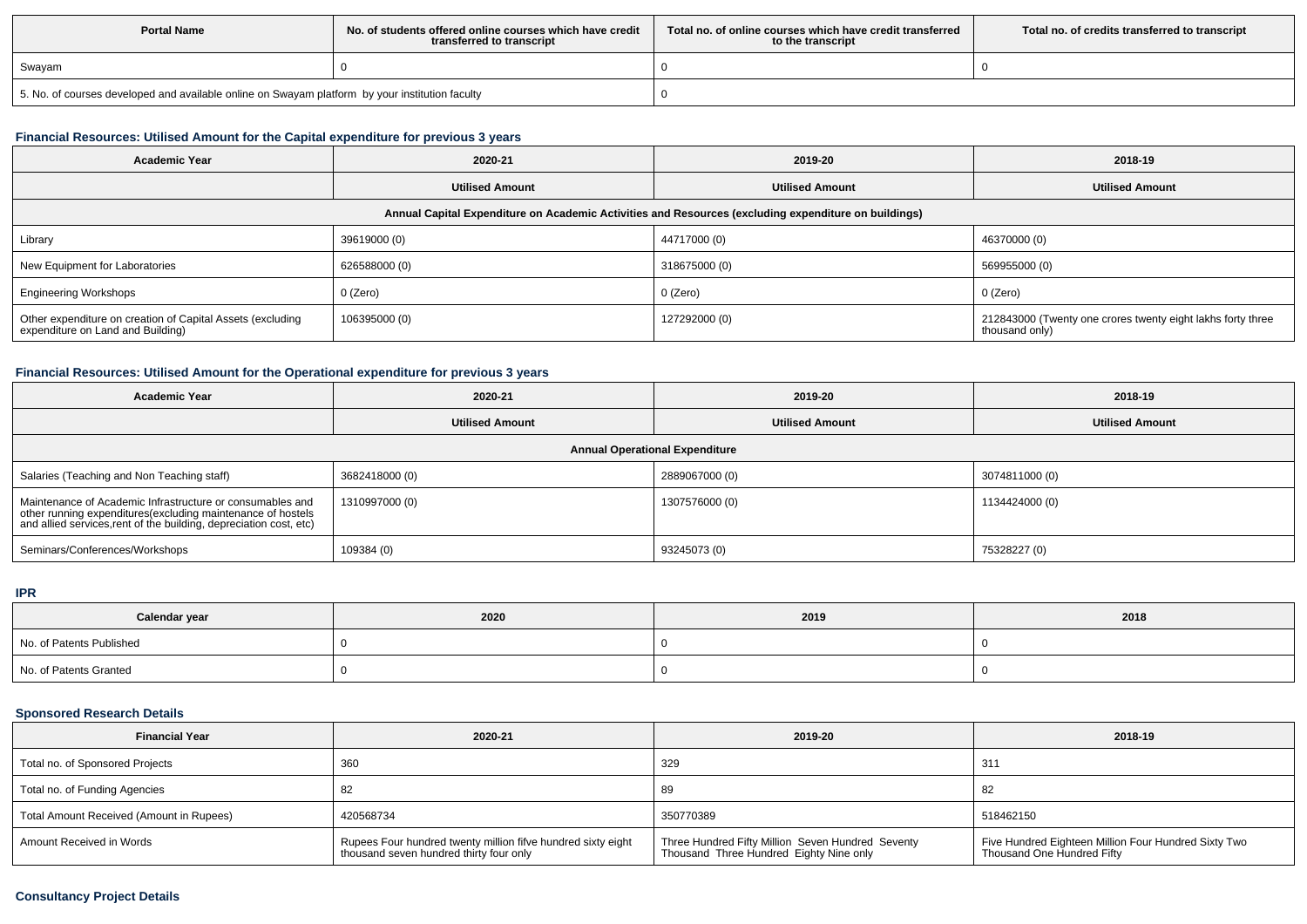| Portal Name | No. of students offered online courses which have credit transferred to transcript | Total no. of online courses which have credit transferred to the transcript | Total no. of credits transferred to transcript |
|---|---|---|---|
| Swayam | 0 | 0 | 0 |
| 5. No. of courses developed and available online on Swayam platform by your institution faculty | | 0 | |

### Financial Resources: Utilised Amount for the Capital expenditure for previous 3 years

| Academic Year | 2020-21 | 2019-20 | 2018-19 |
|---|---|---|---|
| | Utilised Amount | Utilised Amount | Utilised Amount |
| Annual Capital Expenditure on Academic Activities and Resources (excluding expenditure on buildings) | | | |
| Library | 39619000 (0) | 44717000 (0) | 46370000 (0) |
| New Equipment for Laboratories | 626588000 (0) | 318675000 (0) | 569955000 (0) |
| Engineering Workshops | 0 (Zero) | 0 (Zero) | 0 (Zero) |
| Other expenditure on creation of Capital Assets (excluding expenditure on Land and Building) | 106395000 (0) | 127292000 (0) | 212843000 (Twenty one crores twenty eight lakhs forty three thousand only) |

### Financial Resources: Utilised Amount for the Operational expenditure for previous 3 years

| Academic Year | 2020-21 | 2019-20 | 2018-19 |
|---|---|---|---|
| | Utilised Amount | Utilised Amount | Utilised Amount |
| Annual Operational Expenditure | | | |
| Salaries (Teaching and Non Teaching staff) | 3682418000 (0) | 2889067000 (0) | 3074811000 (0) |
| Maintenance of Academic Infrastructure or consumables and other running expenditures(excluding maintenance of hostels and allied services,rent of the building, depreciation cost, etc) | 1310997000 (0) | 1307576000 (0) | 1134424000 (0) |
| Seminars/Conferences/Workshops | 109384 (0) | 93245073 (0) | 75328227 (0) |

### IPR

| Calendar year | 2020 | 2019 | 2018 |
|---|---|---|---|
| No. of Patents Published | 0 | 0 | 0 |
| No. of Patents Granted | 0 | 0 | 0 |

### Sponsored Research Details

| Financial Year | 2020-21 | 2019-20 | 2018-19 |
|---|---|---|---|
| Total no. of Sponsored Projects | 360 | 329 | 311 |
| Total no. of Funding Agencies | 82 | 89 | 82 |
| Total Amount Received (Amount in Rupees) | 420568734 | 350770389 | 518462150 |
| Amount Received in Words | Rupees Four hundred twenty million fifve hundred sixty eight thousand seven hundred thirty four only | Three Hundred Fifty Million Seven Hundred Seventy Thousand Three Hundred Eighty Nine only | Five Hundred Eighteen Million Four Hundred Sixty Two Thousand One Hundred Fifty |

### Consultancy Project Details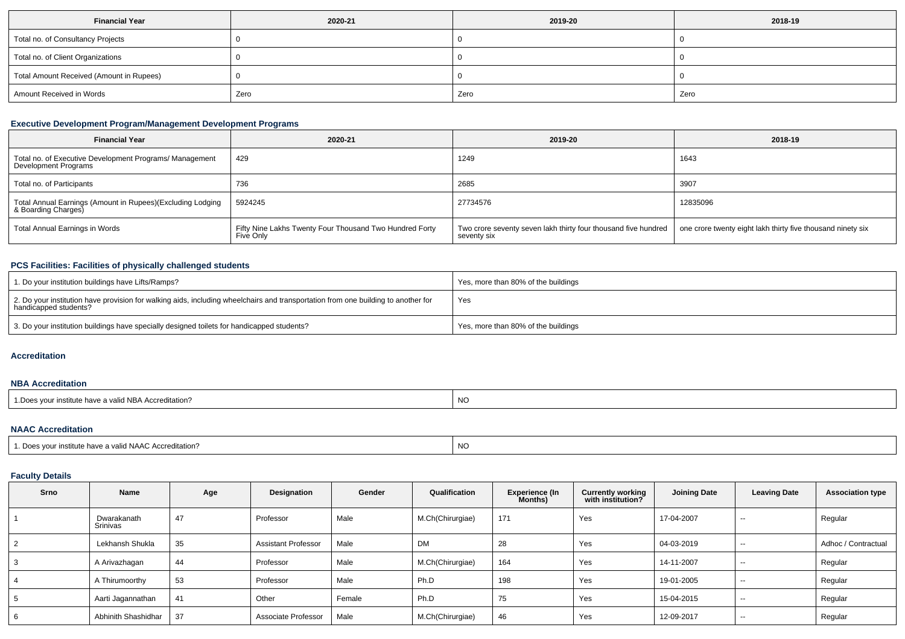| Financial Year | 2020-21 | 2019-20 | 2018-19 |
| --- | --- | --- | --- |
| Total no. of Consultancy Projects | 0 | 0 | 0 |
| Total no. of Client Organizations | 0 | 0 | 0 |
| Total Amount Received (Amount in Rupees) | 0 | 0 | 0 |
| Amount Received in Words | Zero | Zero | Zero |

### Executive Development Program/Management Development Programs

| Financial Year | 2020-21 | 2019-20 | 2018-19 |
| --- | --- | --- | --- |
| Total no. of Executive Development Programs/ Management Development Programs | 429 | 1249 | 1643 |
| Total no. of Participants | 736 | 2685 | 3907 |
| Total Annual Earnings (Amount in Rupees)(Excluding Lodging & Boarding Charges) | 5924245 | 27734576 | 12835096 |
| Total Annual Earnings in Words | Fifty Nine Lakhs Twenty Four Thousand Two Hundred Forty Five Only | Two crore seventy seven lakh thirty four thousand five hundred seventy six | one crore twenty eight lakh thirty five thousand ninety six |

### PCS Facilities: Facilities of physically challenged students

| | |
| --- | --- |
| 1. Do your institution buildings have Lifts/Ramps? | Yes, more than 80% of the buildings |
| 2. Do your institution have provision for walking aids, including wheelchairs and transportation from one building to another for handicapped students? | Yes |
| 3. Do your institution buildings have specially designed toilets for handicapped students? | Yes, more than 80% of the buildings |

### Accreditation

### NBA Accreditation

| | |
| --- | --- |
| 1.Does your institute have a valid NBA Accreditation? | NO |

### NAAC Accreditation

| | |
| --- | --- |
| 1. Does your institute have a valid NAAC Accreditation? | NO |

### Faculty Details

| Srno | Name | Age | Designation | Gender | Qualification | Experience (In Months) | Currently working with institution? | Joining Date | Leaving Date | Association type |
| --- | --- | --- | --- | --- | --- | --- | --- | --- | --- | --- |
| 1 | Dwarakanath Srinivas | 47 | Professor | Male | M.Ch(Chirurgiae) | 171 | Yes | 17-04-2007 | -- | Regular |
| 2 | Lekhansh Shukla | 35 | Assistant Professor | Male | DM | 28 | Yes | 04-03-2019 | -- | Adhoc / Contractual |
| 3 | A Arivazhagan | 44 | Professor | Male | M.Ch(Chirurgiae) | 164 | Yes | 14-11-2007 | -- | Regular |
| 4 | A Thirumoorthy | 53 | Professor | Male | Ph.D | 198 | Yes | 19-01-2005 | -- | Regular |
| 5 | Aarti Jagannathan | 41 | Other | Female | Ph.D | 75 | Yes | 15-04-2015 | -- | Regular |
| 6 | Abhinith Shashidhar | 37 | Associate Professor | Male | M.Ch(Chirurgiae) | 46 | Yes | 12-09-2017 | -- | Regular |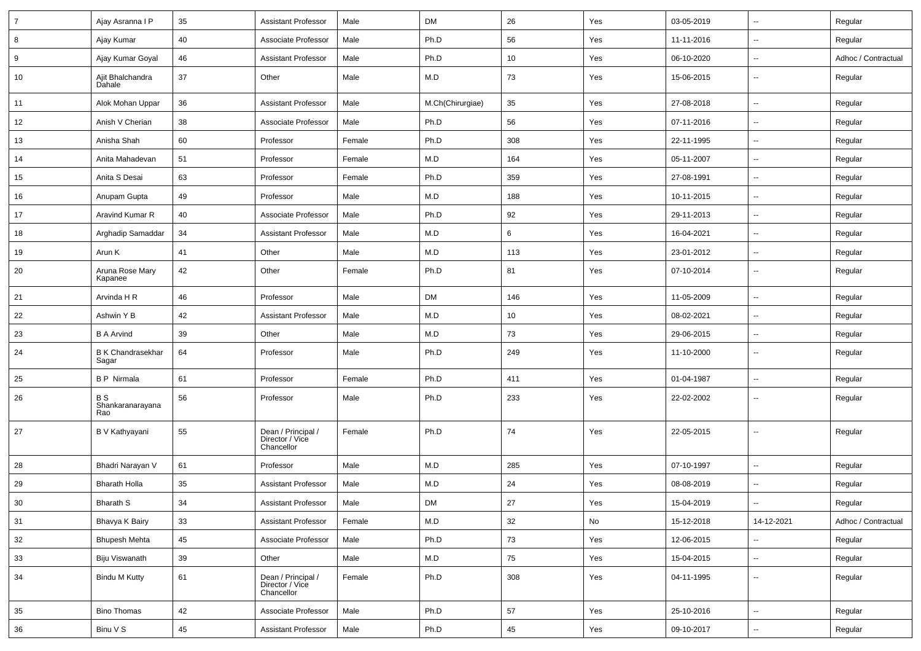| 7 | Ajay Asranna I P | 35 | Assistant Professor | Male | DM | 26 | Yes | 03-05-2019 | -- | Regular |
|---|---|---|---|---|---|---|---|---|---|---|
| 8 | Ajay Kumar | 40 | Associate Professor | Male | Ph.D | 56 | Yes | 11-11-2016 | -- | Regular |
| 9 | Ajay Kumar Goyal | 46 | Assistant Professor | Male | Ph.D | 10 | Yes | 06-10-2020 | -- | Adhoc / Contractual |
| 10 | Ajit Bhalchandra Dahale | 37 | Other | Male | M.D | 73 | Yes | 15-06-2015 | -- | Regular |
| 11 | Alok Mohan Uppar | 36 | Assistant Professor | Male | M.Ch(Chirurgiae) | 35 | Yes | 27-08-2018 | -- | Regular |
| 12 | Anish V Cherian | 38 | Associate Professor | Male | Ph.D | 56 | Yes | 07-11-2016 | -- | Regular |
| 13 | Anisha Shah | 60 | Professor | Female | Ph.D | 308 | Yes | 22-11-1995 | -- | Regular |
| 14 | Anita Mahadevan | 51 | Professor | Female | M.D | 164 | Yes | 05-11-2007 | -- | Regular |
| 15 | Anita S Desai | 63 | Professor | Female | Ph.D | 359 | Yes | 27-08-1991 | -- | Regular |
| 16 | Anupam Gupta | 49 | Professor | Male | M.D | 188 | Yes | 10-11-2015 | -- | Regular |
| 17 | Aravind Kumar R | 40 | Associate Professor | Male | Ph.D | 92 | Yes | 29-11-2013 | -- | Regular |
| 18 | Arghadip Samaddar | 34 | Assistant Professor | Male | M.D | 6 | Yes | 16-04-2021 | -- | Regular |
| 19 | Arun K | 41 | Other | Male | M.D | 113 | Yes | 23-01-2012 | -- | Regular |
| 20 | Aruna Rose Mary Kapanee | 42 | Other | Female | Ph.D | 81 | Yes | 07-10-2014 | -- | Regular |
| 21 | Arvinda H R | 46 | Professor | Male | DM | 146 | Yes | 11-05-2009 | -- | Regular |
| 22 | Ashwin Y B | 42 | Assistant Professor | Male | M.D | 10 | Yes | 08-02-2021 | -- | Regular |
| 23 | B A Arvind | 39 | Other | Male | M.D | 73 | Yes | 29-06-2015 | -- | Regular |
| 24 | B K Chandrasekhar Sagar | 64 | Professor | Male | Ph.D | 249 | Yes | 11-10-2000 | -- | Regular |
| 25 | B P Nirmala | 61 | Professor | Female | Ph.D | 411 | Yes | 01-04-1987 | -- | Regular |
| 26 | B S Shankaranarayana Rao | 56 | Professor | Male | Ph.D | 233 | Yes | 22-02-2002 | -- | Regular |
| 27 | B V Kathyayani | 55 | Dean / Principal / Director / Vice Chancellor | Female | Ph.D | 74 | Yes | 22-05-2015 | -- | Regular |
| 28 | Bhadri Narayan V | 61 | Professor | Male | M.D | 285 | Yes | 07-10-1997 | -- | Regular |
| 29 | Bharath Holla | 35 | Assistant Professor | Male | M.D | 24 | Yes | 08-08-2019 | -- | Regular |
| 30 | Bharath S | 34 | Assistant Professor | Male | DM | 27 | Yes | 15-04-2019 | -- | Regular |
| 31 | Bhavya K Bairy | 33 | Assistant Professor | Female | M.D | 32 | No | 15-12-2018 | 14-12-2021 | Adhoc / Contractual |
| 32 | Bhupesh Mehta | 45 | Associate Professor | Male | Ph.D | 73 | Yes | 12-06-2015 | -- | Regular |
| 33 | Biju Viswanath | 39 | Other | Male | M.D | 75 | Yes | 15-04-2015 | -- | Regular |
| 34 | Bindu M Kutty | 61 | Dean / Principal / Director / Vice Chancellor | Female | Ph.D | 308 | Yes | 04-11-1995 | -- | Regular |
| 35 | Bino Thomas | 42 | Associate Professor | Male | Ph.D | 57 | Yes | 25-10-2016 | -- | Regular |
| 36 | Binu V S | 45 | Assistant Professor | Male | Ph.D | 45 | Yes | 09-10-2017 | -- | Regular |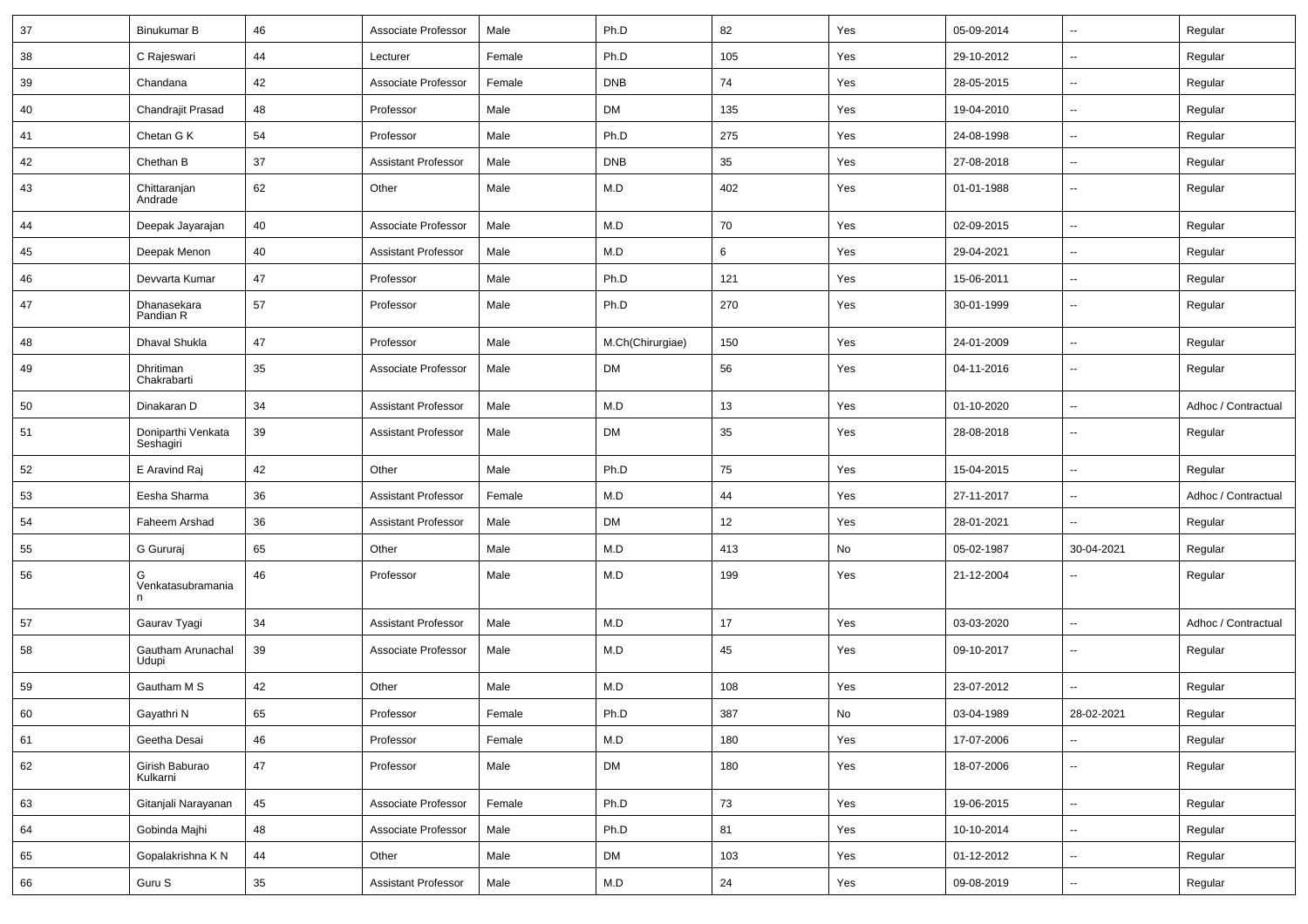| 37 | Binukumar B | 46 | Associate Professor | Male | Ph.D | 82 | Yes | 05-09-2014 | -- | Regular |
|---|---|---|---|---|---|---|---|---|---|---|
| 38 | C Rajeswari | 44 | Lecturer | Female | Ph.D | 105 | Yes | 29-10-2012 | -- | Regular |
| 39 | Chandana | 42 | Associate Professor | Female | DNB | 74 | Yes | 28-05-2015 | -- | Regular |
| 40 | Chandrajit Prasad | 48 | Professor | Male | DM | 135 | Yes | 19-04-2010 | -- | Regular |
| 41 | Chetan G K | 54 | Professor | Male | Ph.D | 275 | Yes | 24-08-1998 | -- | Regular |
| 42 | Chethan B | 37 | Assistant Professor | Male | DNB | 35 | Yes | 27-08-2018 | -- | Regular |
| 43 | Chittaranjan Andrade | 62 | Other | Male | M.D | 402 | Yes | 01-01-1988 | -- | Regular |
| 44 | Deepak Jayarajan | 40 | Associate Professor | Male | M.D | 70 | Yes | 02-09-2015 | -- | Regular |
| 45 | Deepak Menon | 40 | Assistant Professor | Male | M.D | 6 | Yes | 29-04-2021 | -- | Regular |
| 46 | Devvarta Kumar | 47 | Professor | Male | Ph.D | 121 | Yes | 15-06-2011 | -- | Regular |
| 47 | Dhanasekara Pandian R | 57 | Professor | Male | Ph.D | 270 | Yes | 30-01-1999 | -- | Regular |
| 48 | Dhaval Shukla | 47 | Professor | Male | M.Ch(Chirurgiae) | 150 | Yes | 24-01-2009 | -- | Regular |
| 49 | Dhritiman Chakrabarti | 35 | Associate Professor | Male | DM | 56 | Yes | 04-11-2016 | -- | Regular |
| 50 | Dinakaran D | 34 | Assistant Professor | Male | M.D | 13 | Yes | 01-10-2020 | -- | Adhoc / Contractual |
| 51 | Doniparthi Venkata Seshagiri | 39 | Assistant Professor | Male | DM | 35 | Yes | 28-08-2018 | -- | Regular |
| 52 | E Aravind Raj | 42 | Other | Male | Ph.D | 75 | Yes | 15-04-2015 | -- | Regular |
| 53 | Eesha Sharma | 36 | Assistant Professor | Female | M.D | 44 | Yes | 27-11-2017 | -- | Adhoc / Contractual |
| 54 | Faheem Arshad | 36 | Assistant Professor | Male | DM | 12 | Yes | 28-01-2021 | -- | Regular |
| 55 | G Gururaj | 65 | Other | Male | M.D | 413 | No | 05-02-1987 | 30-04-2021 | Regular |
| 56 | G Venkatasubramanian | 46 | Professor | Male | M.D | 199 | Yes | 21-12-2004 | -- | Regular |
| 57 | Gaurav Tyagi | 34 | Assistant Professor | Male | M.D | 17 | Yes | 03-03-2020 | -- | Adhoc / Contractual |
| 58 | Gautham Arunachal Udupi | 39 | Associate Professor | Male | M.D | 45 | Yes | 09-10-2017 | -- | Regular |
| 59 | Gautham M S | 42 | Other | Male | M.D | 108 | Yes | 23-07-2012 | -- | Regular |
| 60 | Gayathri N | 65 | Professor | Female | Ph.D | 387 | No | 03-04-1989 | 28-02-2021 | Regular |
| 61 | Geetha Desai | 46 | Professor | Female | M.D | 180 | Yes | 17-07-2006 | -- | Regular |
| 62 | Girish Baburao Kulkarni | 47 | Professor | Male | DM | 180 | Yes | 18-07-2006 | -- | Regular |
| 63 | Gitanjali Narayanan | 45 | Associate Professor | Female | Ph.D | 73 | Yes | 19-06-2015 | -- | Regular |
| 64 | Gobinda Majhi | 48 | Associate Professor | Male | Ph.D | 81 | Yes | 10-10-2014 | -- | Regular |
| 65 | Gopalakrishna K N | 44 | Other | Male | DM | 103 | Yes | 01-12-2012 | -- | Regular |
| 66 | Guru S | 35 | Assistant Professor | Male | M.D | 24 | Yes | 09-08-2019 | -- | Regular |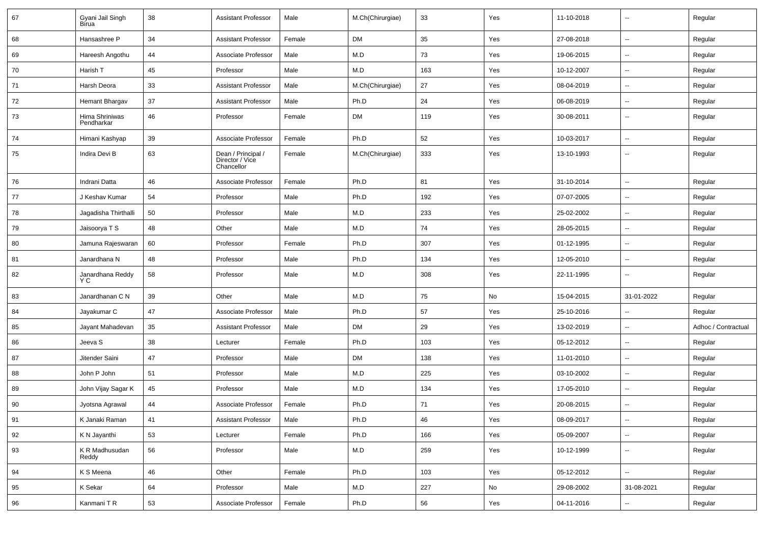| 67 | Gyani Jail Singh Birua | 38 | Assistant Professor | Male | M.Ch(Chirurgiae) | 33 | Yes | 11-10-2018 | -- | Regular |
|---|---|---|---|---|---|---|---|---|---|---|
| 68 | Hansashree P | 34 | Assistant Professor | Female | DM | 35 | Yes | 27-08-2018 | -- | Regular |
| 69 | Hareesh Angothu | 44 | Associate Professor | Male | M.D | 73 | Yes | 19-06-2015 | -- | Regular |
| 70 | Harish T | 45 | Professor | Male | M.D | 163 | Yes | 10-12-2007 | -- | Regular |
| 71 | Harsh Deora | 33 | Assistant Professor | Male | M.Ch(Chirurgiae) | 27 | Yes | 08-04-2019 | -- | Regular |
| 72 | Hemant Bhargav | 37 | Assistant Professor | Male | Ph.D | 24 | Yes | 06-08-2019 | -- | Regular |
| 73 | Hima Shriniwas Pendharkar | 46 | Professor | Female | DM | 119 | Yes | 30-08-2011 | -- | Regular |
| 74 | Himani Kashyap | 39 | Associate Professor | Female | Ph.D | 52 | Yes | 10-03-2017 | -- | Regular |
| 75 | Indira Devi B | 63 | Dean / Principal / Director / Vice Chancellor | Female | M.Ch(Chirurgiae) | 333 | Yes | 13-10-1993 | -- | Regular |
| 76 | Indrani Datta | 46 | Associate Professor | Female | Ph.D | 81 | Yes | 31-10-2014 | -- | Regular |
| 77 | J Keshav Kumar | 54 | Professor | Male | Ph.D | 192 | Yes | 07-07-2005 | -- | Regular |
| 78 | Jagadisha Thirthalli | 50 | Professor | Male | M.D | 233 | Yes | 25-02-2002 | -- | Regular |
| 79 | Jaisoorya T S | 48 | Other | Male | M.D | 74 | Yes | 28-05-2015 | -- | Regular |
| 80 | Jamuna Rajeswaran | 60 | Professor | Female | Ph.D | 307 | Yes | 01-12-1995 | -- | Regular |
| 81 | Janardhana N | 48 | Professor | Male | Ph.D | 134 | Yes | 12-05-2010 | -- | Regular |
| 82 | Janardhana Reddy Y C | 58 | Professor | Male | M.D | 308 | Yes | 22-11-1995 | -- | Regular |
| 83 | Janardhanan C N | 39 | Other | Male | M.D | 75 | No | 15-04-2015 | 31-01-2022 | Regular |
| 84 | Jayakumar C | 47 | Associate Professor | Male | Ph.D | 57 | Yes | 25-10-2016 | -- | Regular |
| 85 | Jayant Mahadevan | 35 | Assistant Professor | Male | DM | 29 | Yes | 13-02-2019 | -- | Adhoc / Contractual |
| 86 | Jeeva S | 38 | Lecturer | Female | Ph.D | 103 | Yes | 05-12-2012 | -- | Regular |
| 87 | Jitender Saini | 47 | Professor | Male | DM | 138 | Yes | 11-01-2010 | -- | Regular |
| 88 | John P John | 51 | Professor | Male | M.D | 225 | Yes | 03-10-2002 | -- | Regular |
| 89 | John Vijay Sagar K | 45 | Professor | Male | M.D | 134 | Yes | 17-05-2010 | -- | Regular |
| 90 | Jyotsna Agrawal | 44 | Associate Professor | Female | Ph.D | 71 | Yes | 20-08-2015 | -- | Regular |
| 91 | K Janaki Raman | 41 | Assistant Professor | Male | Ph.D | 46 | Yes | 08-09-2017 | -- | Regular |
| 92 | K N Jayanthi | 53 | Lecturer | Female | Ph.D | 166 | Yes | 05-09-2007 | -- | Regular |
| 93 | K R Madhusudan Reddy | 56 | Professor | Male | M.D | 259 | Yes | 10-12-1999 | -- | Regular |
| 94 | K S Meena | 46 | Other | Female | Ph.D | 103 | Yes | 05-12-2012 | -- | Regular |
| 95 | K Sekar | 64 | Professor | Male | M.D | 227 | No | 29-08-2002 | 31-08-2021 | Regular |
| 96 | Kanmani T R | 53 | Associate Professor | Female | Ph.D | 56 | Yes | 04-11-2016 | -- | Regular |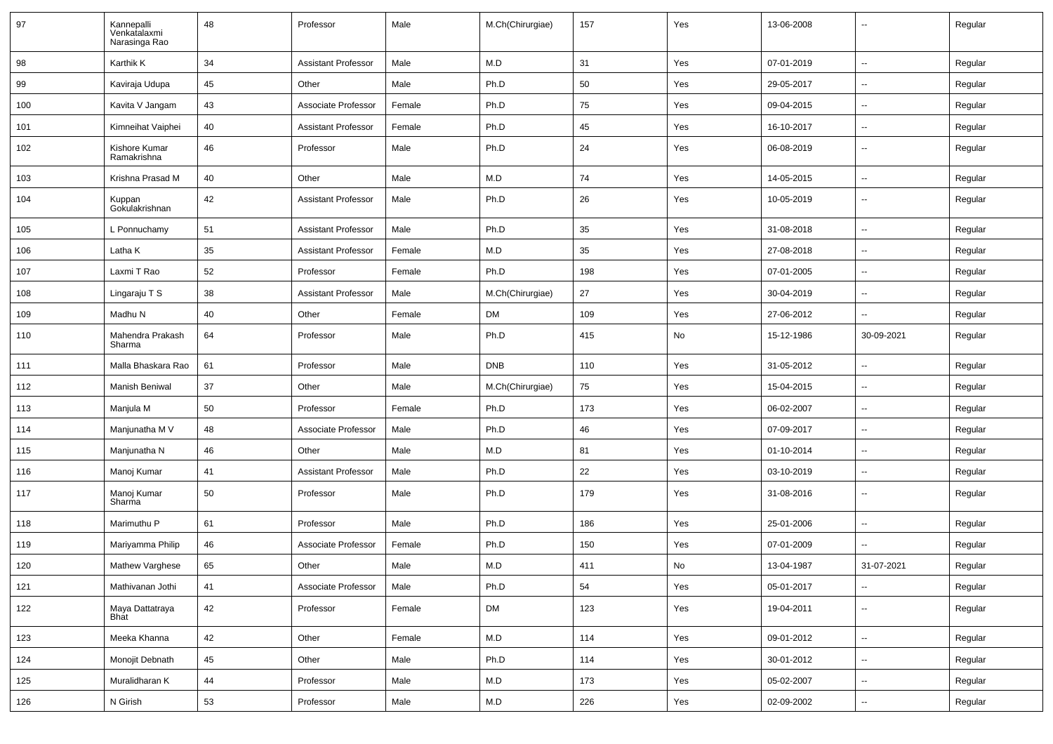| 97 | Kannepalli Venkatalaxmi Narasinga Rao | 48 | Professor | Male | M.Ch(Chirurgiae) | 157 | Yes | 13-06-2008 | -- | Regular |
|---|---|---|---|---|---|---|---|---|---|---|
| 98 | Karthik K | 34 | Assistant Professor | Male | M.D | 31 | Yes | 07-01-2019 | -- | Regular |
| 99 | Kaviraja Udupa | 45 | Other | Male | Ph.D | 50 | Yes | 29-05-2017 | -- | Regular |
| 100 | Kavita V Jangam | 43 | Associate Professor | Female | Ph.D | 75 | Yes | 09-04-2015 | -- | Regular |
| 101 | Kimneihat Vaiphei | 40 | Assistant Professor | Female | Ph.D | 45 | Yes | 16-10-2017 | -- | Regular |
| 102 | Kishore Kumar Ramakrishna | 46 | Professor | Male | Ph.D | 24 | Yes | 06-08-2019 | -- | Regular |
| 103 | Krishna Prasad M | 40 | Other | Male | M.D | 74 | Yes | 14-05-2015 | -- | Regular |
| 104 | Kuppan Gokulakrishnan | 42 | Assistant Professor | Male | Ph.D | 26 | Yes | 10-05-2019 | -- | Regular |
| 105 | L Ponnuchamy | 51 | Assistant Professor | Male | Ph.D | 35 | Yes | 31-08-2018 | -- | Regular |
| 106 | Latha K | 35 | Assistant Professor | Female | M.D | 35 | Yes | 27-08-2018 | -- | Regular |
| 107 | Laxmi T Rao | 52 | Professor | Female | Ph.D | 198 | Yes | 07-01-2005 | -- | Regular |
| 108 | Lingaraju T S | 38 | Assistant Professor | Male | M.Ch(Chirurgiae) | 27 | Yes | 30-04-2019 | -- | Regular |
| 109 | Madhu N | 40 | Other | Female | DM | 109 | Yes | 27-06-2012 | -- | Regular |
| 110 | Mahendra Prakash Sharma | 64 | Professor | Male | Ph.D | 415 | No | 15-12-1986 | 30-09-2021 | Regular |
| 111 | Malla Bhaskara Rao | 61 | Professor | Male | DNB | 110 | Yes | 31-05-2012 | -- | Regular |
| 112 | Manish Beniwal | 37 | Other | Male | M.Ch(Chirurgiae) | 75 | Yes | 15-04-2015 | -- | Regular |
| 113 | Manjula M | 50 | Professor | Female | Ph.D | 173 | Yes | 06-02-2007 | -- | Regular |
| 114 | Manjunatha M V | 48 | Associate Professor | Male | Ph.D | 46 | Yes | 07-09-2017 | -- | Regular |
| 115 | Manjunatha N | 46 | Other | Male | M.D | 81 | Yes | 01-10-2014 | -- | Regular |
| 116 | Manoj Kumar | 41 | Assistant Professor | Male | Ph.D | 22 | Yes | 03-10-2019 | -- | Regular |
| 117 | Manoj Kumar Sharma | 50 | Professor | Male | Ph.D | 179 | Yes | 31-08-2016 | -- | Regular |
| 118 | Marimuthu P | 61 | Professor | Male | Ph.D | 186 | Yes | 25-01-2006 | -- | Regular |
| 119 | Mariyamma Philip | 46 | Associate Professor | Female | Ph.D | 150 | Yes | 07-01-2009 | -- | Regular |
| 120 | Mathew Varghese | 65 | Other | Male | M.D | 411 | No | 13-04-1987 | 31-07-2021 | Regular |
| 121 | Mathivanan Jothi | 41 | Associate Professor | Male | Ph.D | 54 | Yes | 05-01-2017 | -- | Regular |
| 122 | Maya Dattatraya Bhat | 42 | Professor | Female | DM | 123 | Yes | 19-04-2011 | -- | Regular |
| 123 | Meeka Khanna | 42 | Other | Female | M.D | 114 | Yes | 09-01-2012 | -- | Regular |
| 124 | Monojit Debnath | 45 | Other | Male | Ph.D | 114 | Yes | 30-01-2012 | -- | Regular |
| 125 | Muralidharan K | 44 | Professor | Male | M.D | 173 | Yes | 05-02-2007 | -- | Regular |
| 126 | N Girish | 53 | Professor | Male | M.D | 226 | Yes | 02-09-2002 | -- | Regular |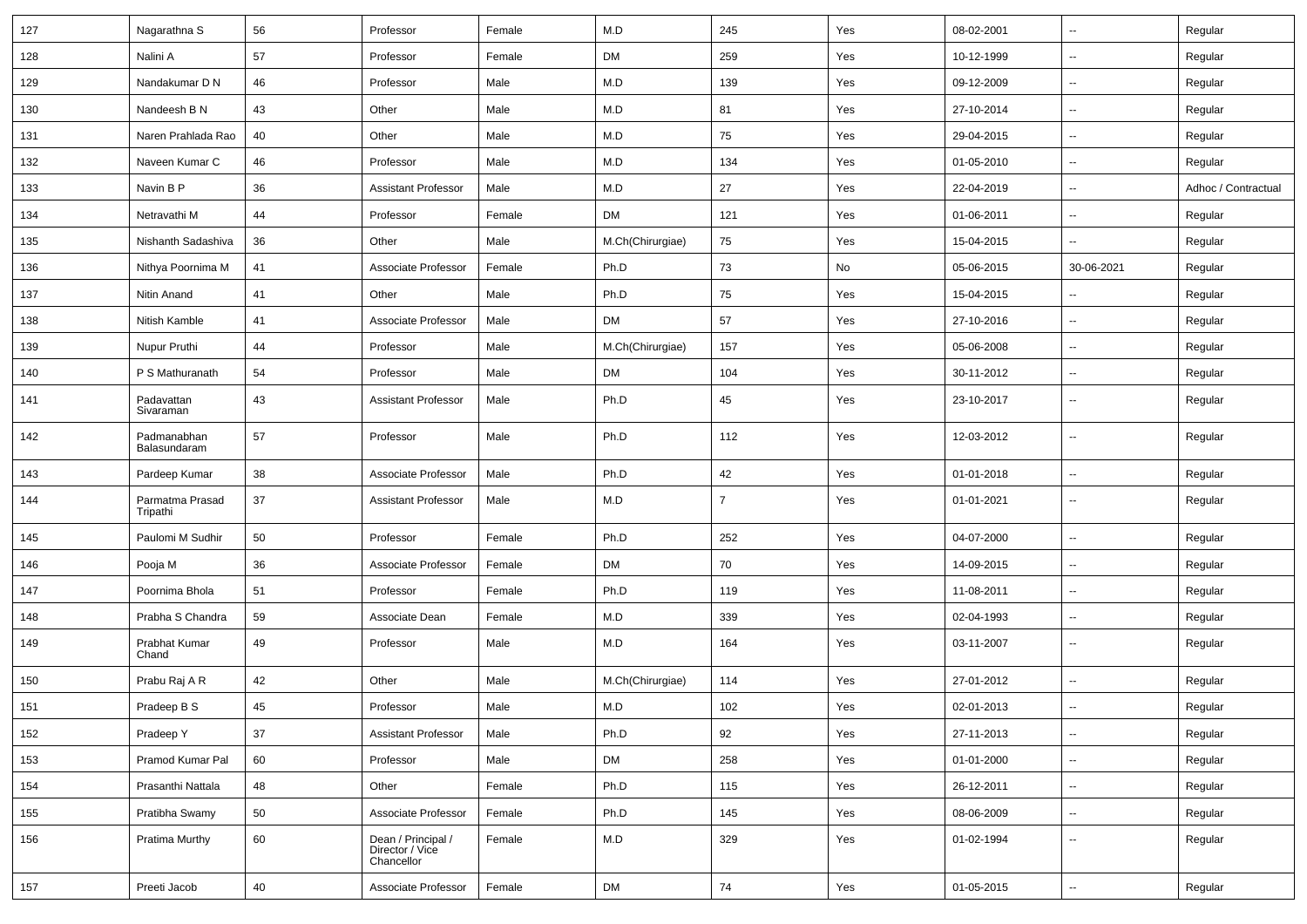| 127 | Nagarathna S | 56 | Professor | Female | M.D | 245 | Yes | 08-02-2001 | -- | Regular |
|---|---|---|---|---|---|---|---|---|---|---|
| 128 | Nalini A | 57 | Professor | Female | DM | 259 | Yes | 10-12-1999 | -- | Regular |
| 129 | Nandakumar D N | 46 | Professor | Male | M.D | 139 | Yes | 09-12-2009 | -- | Regular |
| 130 | Nandeesh B N | 43 | Other | Male | M.D | 81 | Yes | 27-10-2014 | -- | Regular |
| 131 | Naren Prahlada Rao | 40 | Other | Male | M.D | 75 | Yes | 29-04-2015 | -- | Regular |
| 132 | Naveen Kumar C | 46 | Professor | Male | M.D | 134 | Yes | 01-05-2010 | -- | Regular |
| 133 | Navin B P | 36 | Assistant Professor | Male | M.D | 27 | Yes | 22-04-2019 | -- | Adhoc / Contractual |
| 134 | Netravathi M | 44 | Professor | Female | DM | 121 | Yes | 01-06-2011 | -- | Regular |
| 135 | Nishanth Sadashiva | 36 | Other | Male | M.Ch(Chirurgiae) | 75 | Yes | 15-04-2015 | -- | Regular |
| 136 | Nithya Poornima M | 41 | Associate Professor | Female | Ph.D | 73 | No | 05-06-2015 | 30-06-2021 | Regular |
| 137 | Nitin Anand | 41 | Other | Male | Ph.D | 75 | Yes | 15-04-2015 | -- | Regular |
| 138 | Nitish Kamble | 41 | Associate Professor | Male | DM | 57 | Yes | 27-10-2016 | -- | Regular |
| 139 | Nupur Pruthi | 44 | Professor | Male | M.Ch(Chirurgiae) | 157 | Yes | 05-06-2008 | -- | Regular |
| 140 | P S Mathuranath | 54 | Professor | Male | DM | 104 | Yes | 30-11-2012 | -- | Regular |
| 141 | Padavattan Sivaraman | 43 | Assistant Professor | Male | Ph.D | 45 | Yes | 23-10-2017 | -- | Regular |
| 142 | Padmanabhan Balasundaram | 57 | Professor | Male | Ph.D | 112 | Yes | 12-03-2012 | -- | Regular |
| 143 | Pardeep Kumar | 38 | Associate Professor | Male | Ph.D | 42 | Yes | 01-01-2018 | -- | Regular |
| 144 | Parmatma Prasad Tripathi | 37 | Assistant Professor | Male | M.D | 7 | Yes | 01-01-2021 | -- | Regular |
| 145 | Paulomi M Sudhir | 50 | Professor | Female | Ph.D | 252 | Yes | 04-07-2000 | -- | Regular |
| 146 | Pooja M | 36 | Associate Professor | Female | DM | 70 | Yes | 14-09-2015 | -- | Regular |
| 147 | Poornima Bhola | 51 | Professor | Female | Ph.D | 119 | Yes | 11-08-2011 | -- | Regular |
| 148 | Prabha S Chandra | 59 | Associate Dean | Female | M.D | 339 | Yes | 02-04-1993 | -- | Regular |
| 149 | Prabhat Kumar Chand | 49 | Professor | Male | M.D | 164 | Yes | 03-11-2007 | -- | Regular |
| 150 | Prabu Raj A R | 42 | Other | Male | M.Ch(Chirurgiae) | 114 | Yes | 27-01-2012 | -- | Regular |
| 151 | Pradeep B S | 45 | Professor | Male | M.D | 102 | Yes | 02-01-2013 | -- | Regular |
| 152 | Pradeep Y | 37 | Assistant Professor | Male | Ph.D | 92 | Yes | 27-11-2013 | -- | Regular |
| 153 | Pramod Kumar Pal | 60 | Professor | Male | DM | 258 | Yes | 01-01-2000 | -- | Regular |
| 154 | Prasanthi Nattala | 48 | Other | Female | Ph.D | 115 | Yes | 26-12-2011 | -- | Regular |
| 155 | Pratibha Swamy | 50 | Associate Professor | Female | Ph.D | 145 | Yes | 08-06-2009 | -- | Regular |
| 156 | Pratima Murthy | 60 | Dean / Principal / Director / Vice Chancellor | Female | M.D | 329 | Yes | 01-02-1994 | -- | Regular |
| 157 | Preeti Jacob | 40 | Associate Professor | Female | DM | 74 | Yes | 01-05-2015 | -- | Regular |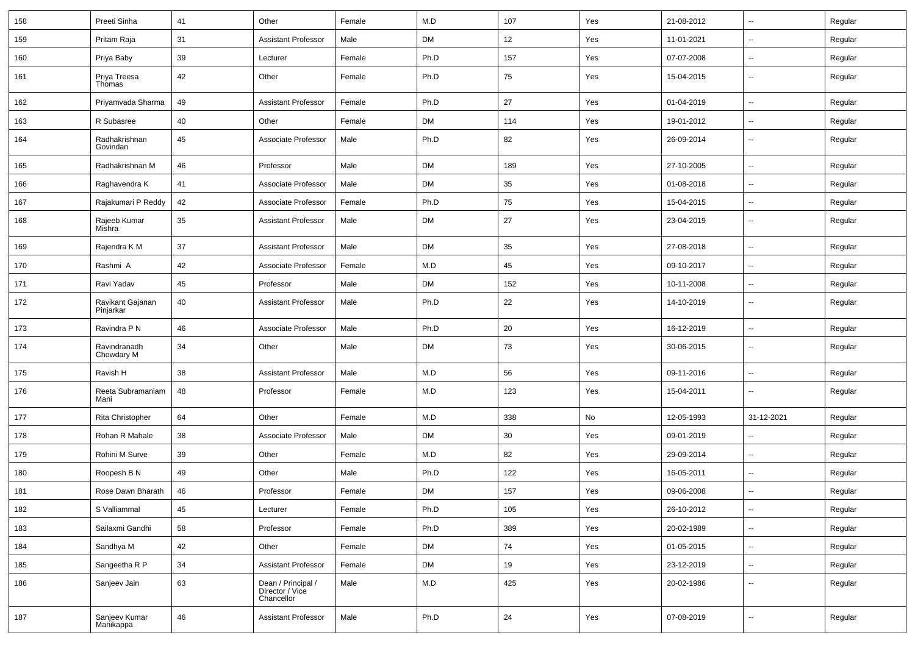| 158 | Preeti Sinha | 41 | Other | Female | M.D | 107 | Yes | 21-08-2012 | -- | Regular |
|---|---|---|---|---|---|---|---|---|---|---|
| 159 | Pritam Raja | 31 | Assistant Professor | Male | DM | 12 | Yes | 11-01-2021 | -- | Regular |
| 160 | Priya Baby | 39 | Lecturer | Female | Ph.D | 157 | Yes | 07-07-2008 | -- | Regular |
| 161 | Priya Treesa Thomas | 42 | Other | Female | Ph.D | 75 | Yes | 15-04-2015 | -- | Regular |
| 162 | Priyamvada Sharma | 49 | Assistant Professor | Female | Ph.D | 27 | Yes | 01-04-2019 | -- | Regular |
| 163 | R Subasree | 40 | Other | Female | DM | 114 | Yes | 19-01-2012 | -- | Regular |
| 164 | Radhakrishnan Govindan | 45 | Associate Professor | Male | Ph.D | 82 | Yes | 26-09-2014 | -- | Regular |
| 165 | Radhakrishnan M | 46 | Professor | Male | DM | 189 | Yes | 27-10-2005 | -- | Regular |
| 166 | Raghavendra K | 41 | Associate Professor | Male | DM | 35 | Yes | 01-08-2018 | -- | Regular |
| 167 | Rajakumari P Reddy | 42 | Associate Professor | Female | Ph.D | 75 | Yes | 15-04-2015 | -- | Regular |
| 168 | Rajeeb Kumar Mishra | 35 | Assistant Professor | Male | DM | 27 | Yes | 23-04-2019 | -- | Regular |
| 169 | Rajendra K M | 37 | Assistant Professor | Male | DM | 35 | Yes | 27-08-2018 | -- | Regular |
| 170 | Rashmi A | 42 | Associate Professor | Female | M.D | 45 | Yes | 09-10-2017 | -- | Regular |
| 171 | Ravi Yadav | 45 | Professor | Male | DM | 152 | Yes | 10-11-2008 | -- | Regular |
| 172 | Ravikant Gajanan Pinjarkar | 40 | Assistant Professor | Male | Ph.D | 22 | Yes | 14-10-2019 | -- | Regular |
| 173 | Ravindra P N | 46 | Associate Professor | Male | Ph.D | 20 | Yes | 16-12-2019 | -- | Regular |
| 174 | Ravindranadh Chowdary M | 34 | Other | Male | DM | 73 | Yes | 30-06-2015 | -- | Regular |
| 175 | Ravish H | 38 | Assistant Professor | Male | M.D | 56 | Yes | 09-11-2016 | -- | Regular |
| 176 | Reeta Subramaniam Mani | 48 | Professor | Female | M.D | 123 | Yes | 15-04-2011 | -- | Regular |
| 177 | Rita Christopher | 64 | Other | Female | M.D | 338 | No | 12-05-1993 | 31-12-2021 | Regular |
| 178 | Rohan R Mahale | 38 | Associate Professor | Male | DM | 30 | Yes | 09-01-2019 | -- | Regular |
| 179 | Rohini M Surve | 39 | Other | Female | M.D | 82 | Yes | 29-09-2014 | -- | Regular |
| 180 | Roopesh B N | 49 | Other | Male | Ph.D | 122 | Yes | 16-05-2011 | -- | Regular |
| 181 | Rose Dawn Bharath | 46 | Professor | Female | DM | 157 | Yes | 09-06-2008 | -- | Regular |
| 182 | S Valliammal | 45 | Lecturer | Female | Ph.D | 105 | Yes | 26-10-2012 | -- | Regular |
| 183 | Sailaxmi Gandhi | 58 | Professor | Female | Ph.D | 389 | Yes | 20-02-1989 | -- | Regular |
| 184 | Sandhya M | 42 | Other | Female | DM | 74 | Yes | 01-05-2015 | -- | Regular |
| 185 | Sangeetha R P | 34 | Assistant Professor | Female | DM | 19 | Yes | 23-12-2019 | -- | Regular |
| 186 | Sanjeev Jain | 63 | Dean / Principal / Director / Vice Chancellor | Male | M.D | 425 | Yes | 20-02-1986 | -- | Regular |
| 187 | Sanjeev Kumar Manikappa | 46 | Assistant Professor | Male | Ph.D | 24 | Yes | 07-08-2019 | -- | Regular |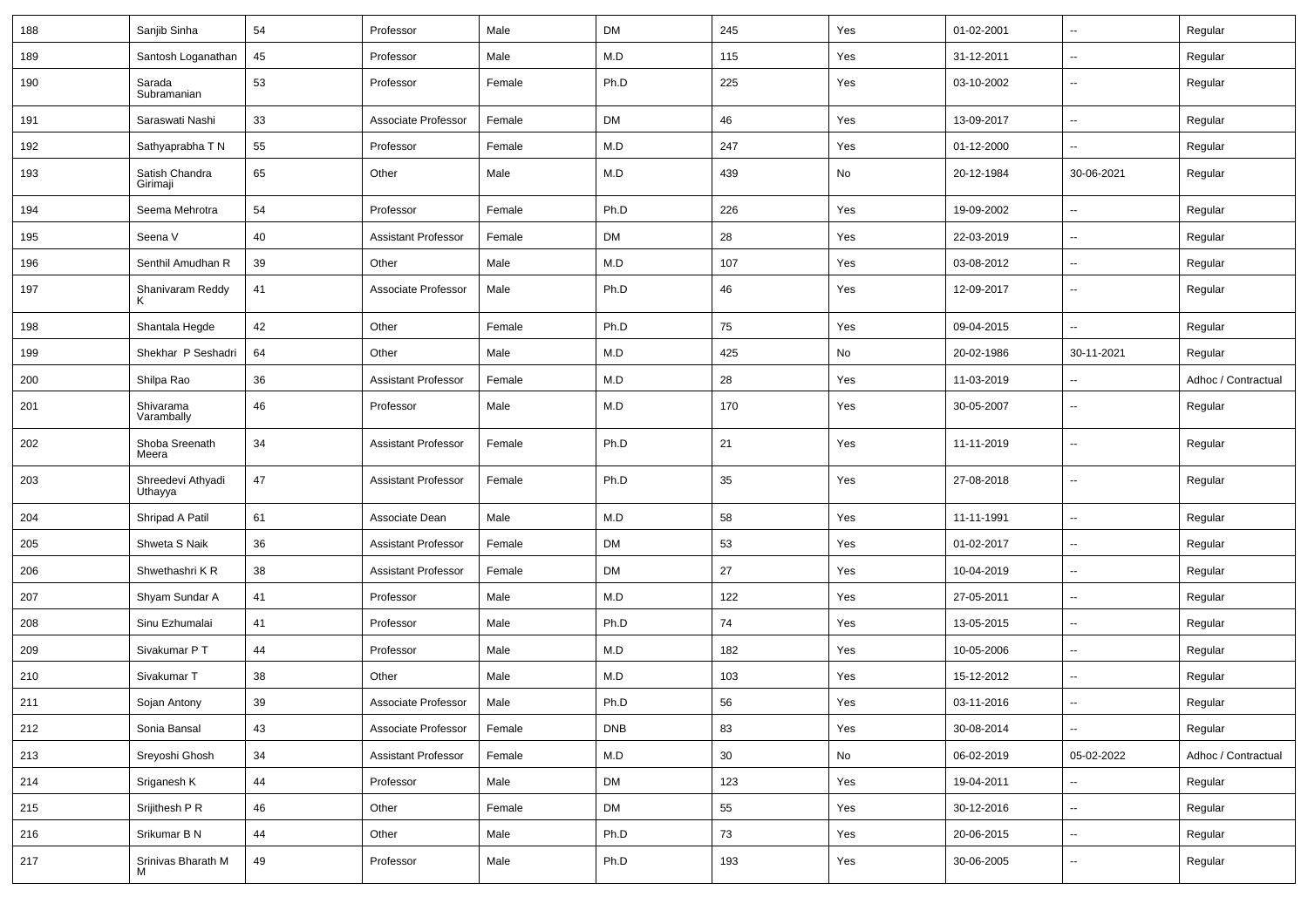| 188 | Sanjib Sinha | 54 | Professor | Male | DM | 245 | Yes | 01-02-2001 | -- | Regular |
|---|---|---|---|---|---|---|---|---|---|---|
| 189 | Santosh Loganathan | 45 | Professor | Male | M.D | 115 | Yes | 31-12-2011 | -- | Regular |
| 190 | Sarada Subramanian | 53 | Professor | Female | Ph.D | 225 | Yes | 03-10-2002 | -- | Regular |
| 191 | Saraswati Nashi | 33 | Associate Professor | Female | DM | 46 | Yes | 13-09-2017 | -- | Regular |
| 192 | Sathyaprabha T N | 55 | Professor | Female | M.D | 247 | Yes | 01-12-2000 | -- | Regular |
| 193 | Satish Chandra Girimaji | 65 | Other | Male | M.D | 439 | No | 20-12-1984 | 30-06-2021 | Regular |
| 194 | Seema Mehrotra | 54 | Professor | Female | Ph.D | 226 | Yes | 19-09-2002 | -- | Regular |
| 195 | Seena V | 40 | Assistant Professor | Female | DM | 28 | Yes | 22-03-2019 | -- | Regular |
| 196 | Senthil Amudhan R | 39 | Other | Male | M.D | 107 | Yes | 03-08-2012 | -- | Regular |
| 197 | Shanivaram Reddy K | 41 | Associate Professor | Male | Ph.D | 46 | Yes | 12-09-2017 | -- | Regular |
| 198 | Shantala Hegde | 42 | Other | Female | Ph.D | 75 | Yes | 09-04-2015 | -- | Regular |
| 199 | Shekhar P Seshadri | 64 | Other | Male | M.D | 425 | No | 20-02-1986 | 30-11-2021 | Regular |
| 200 | Shilpa Rao | 36 | Assistant Professor | Female | M.D | 28 | Yes | 11-03-2019 | -- | Adhoc / Contractual |
| 201 | Shivarama Varambally | 46 | Professor | Male | M.D | 170 | Yes | 30-05-2007 | -- | Regular |
| 202 | Shoba Sreenath Meera | 34 | Assistant Professor | Female | Ph.D | 21 | Yes | 11-11-2019 | -- | Regular |
| 203 | Shreedevi Athyadi Uthayya | 47 | Assistant Professor | Female | Ph.D | 35 | Yes | 27-08-2018 | -- | Regular |
| 204 | Shripad A Patil | 61 | Associate Dean | Male | M.D | 58 | Yes | 11-11-1991 | -- | Regular |
| 205 | Shweta S Naik | 36 | Assistant Professor | Female | DM | 53 | Yes | 01-02-2017 | -- | Regular |
| 206 | Shwethashri K R | 38 | Assistant Professor | Female | DM | 27 | Yes | 10-04-2019 | -- | Regular |
| 207 | Shyam Sundar A | 41 | Professor | Male | M.D | 122 | Yes | 27-05-2011 | -- | Regular |
| 208 | Sinu Ezhumalai | 41 | Professor | Male | Ph.D | 74 | Yes | 13-05-2015 | -- | Regular |
| 209 | Sivakumar P T | 44 | Professor | Male | M.D | 182 | Yes | 10-05-2006 | -- | Regular |
| 210 | Sivakumar T | 38 | Other | Male | M.D | 103 | Yes | 15-12-2012 | -- | Regular |
| 211 | Sojan Antony | 39 | Associate Professor | Male | Ph.D | 56 | Yes | 03-11-2016 | -- | Regular |
| 212 | Sonia Bansal | 43 | Associate Professor | Female | DNB | 83 | Yes | 30-08-2014 | -- | Regular |
| 213 | Sreyoshi Ghosh | 34 | Assistant Professor | Female | M.D | 30 | No | 06-02-2019 | 05-02-2022 | Adhoc / Contractual |
| 214 | Sriganesh K | 44 | Professor | Male | DM | 123 | Yes | 19-04-2011 | -- | Regular |
| 215 | Srijithesh P R | 46 | Other | Female | DM | 55 | Yes | 30-12-2016 | -- | Regular |
| 216 | Srikumar B N | 44 | Other | Male | Ph.D | 73 | Yes | 20-06-2015 | -- | Regular |
| 217 | Srinivas Bharath M M | 49 | Professor | Male | Ph.D | 193 | Yes | 30-06-2005 | -- | Regular |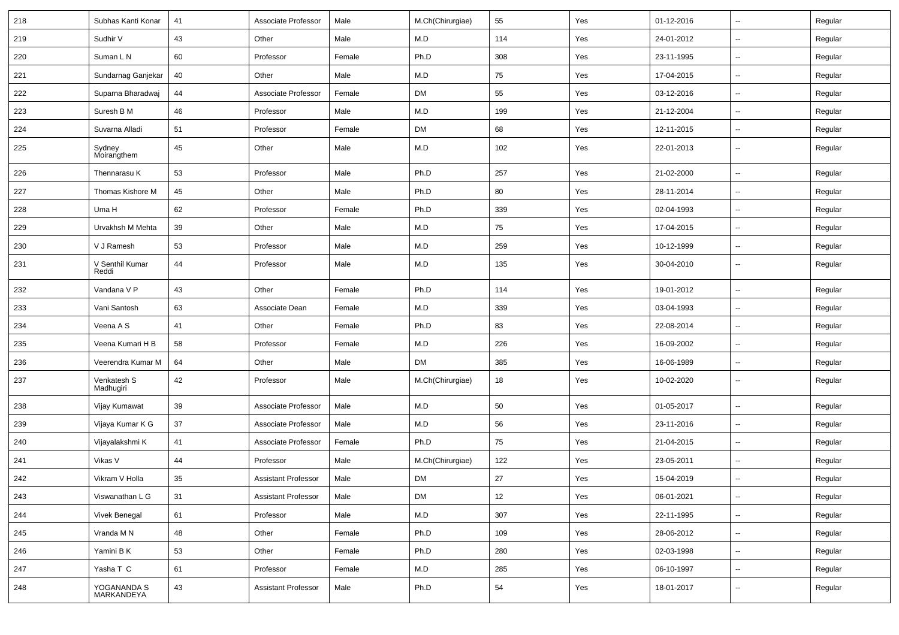| 218 | Subhas Kanti Konar | 41 | Associate Professor | Male | M.Ch(Chirurgiae) | 55 | Yes | 01-12-2016 | -- | Regular |
|---|---|---|---|---|---|---|---|---|---|---|
| 219 | Sudhir V | 43 | Other | Male | M.D | 114 | Yes | 24-01-2012 | -- | Regular |
| 220 | Suman L N | 60 | Professor | Female | Ph.D | 308 | Yes | 23-11-1995 | -- | Regular |
| 221 | Sundarnag Ganjekar | 40 | Other | Male | M.D | 75 | Yes | 17-04-2015 | -- | Regular |
| 222 | Suparna Bharadwaj | 44 | Associate Professor | Female | DM | 55 | Yes | 03-12-2016 | -- | Regular |
| 223 | Suresh B M | 46 | Professor | Male | M.D | 199 | Yes | 21-12-2004 | -- | Regular |
| 224 | Suvarna Alladi | 51 | Professor | Female | DM | 68 | Yes | 12-11-2015 | -- | Regular |
| 225 | Sydney Moirangthem | 45 | Other | Male | M.D | 102 | Yes | 22-01-2013 | -- | Regular |
| 226 | Thennarasu K | 53 | Professor | Male | Ph.D | 257 | Yes | 21-02-2000 | -- | Regular |
| 227 | Thomas Kishore M | 45 | Other | Male | Ph.D | 80 | Yes | 28-11-2014 | -- | Regular |
| 228 | Uma H | 62 | Professor | Female | Ph.D | 339 | Yes | 02-04-1993 | -- | Regular |
| 229 | Urvakhsh M Mehta | 39 | Other | Male | M.D | 75 | Yes | 17-04-2015 | -- | Regular |
| 230 | V J Ramesh | 53 | Professor | Male | M.D | 259 | Yes | 10-12-1999 | -- | Regular |
| 231 | V Senthil Kumar Reddi | 44 | Professor | Male | M.D | 135 | Yes | 30-04-2010 | -- | Regular |
| 232 | Vandana V P | 43 | Other | Female | Ph.D | 114 | Yes | 19-01-2012 | -- | Regular |
| 233 | Vani Santosh | 63 | Associate Dean | Female | M.D | 339 | Yes | 03-04-1993 | -- | Regular |
| 234 | Veena A S | 41 | Other | Female | Ph.D | 83 | Yes | 22-08-2014 | -- | Regular |
| 235 | Veena Kumari H B | 58 | Professor | Female | M.D | 226 | Yes | 16-09-2002 | -- | Regular |
| 236 | Veerendra Kumar M | 64 | Other | Male | DM | 385 | Yes | 16-06-1989 | -- | Regular |
| 237 | Venkatesh S Madhugiri | 42 | Professor | Male | M.Ch(Chirurgiae) | 18 | Yes | 10-02-2020 | -- | Regular |
| 238 | Vijay Kumawat | 39 | Associate Professor | Male | M.D | 50 | Yes | 01-05-2017 | -- | Regular |
| 239 | Vijaya Kumar K G | 37 | Associate Professor | Male | M.D | 56 | Yes | 23-11-2016 | -- | Regular |
| 240 | Vijayalakshmi K | 41 | Associate Professor | Female | Ph.D | 75 | Yes | 21-04-2015 | -- | Regular |
| 241 | Vikas V | 44 | Professor | Male | M.Ch(Chirurgiae) | 122 | Yes | 23-05-2011 | -- | Regular |
| 242 | Vikram V Holla | 35 | Assistant Professor | Male | DM | 27 | Yes | 15-04-2019 | -- | Regular |
| 243 | Viswanathan L G | 31 | Assistant Professor | Male | DM | 12 | Yes | 06-01-2021 | -- | Regular |
| 244 | Vivek Benegal | 61 | Professor | Male | M.D | 307 | Yes | 22-11-1995 | -- | Regular |
| 245 | Vranda M N | 48 | Other | Female | Ph.D | 109 | Yes | 28-06-2012 | -- | Regular |
| 246 | Yamini B K | 53 | Other | Female | Ph.D | 280 | Yes | 02-03-1998 | -- | Regular |
| 247 | Yasha T C | 61 | Professor | Female | M.D | 285 | Yes | 06-10-1997 | -- | Regular |
| 248 | YOGANANDA S MARKANDEYA | 43 | Assistant Professor | Male | Ph.D | 54 | Yes | 18-01-2017 | -- | Regular |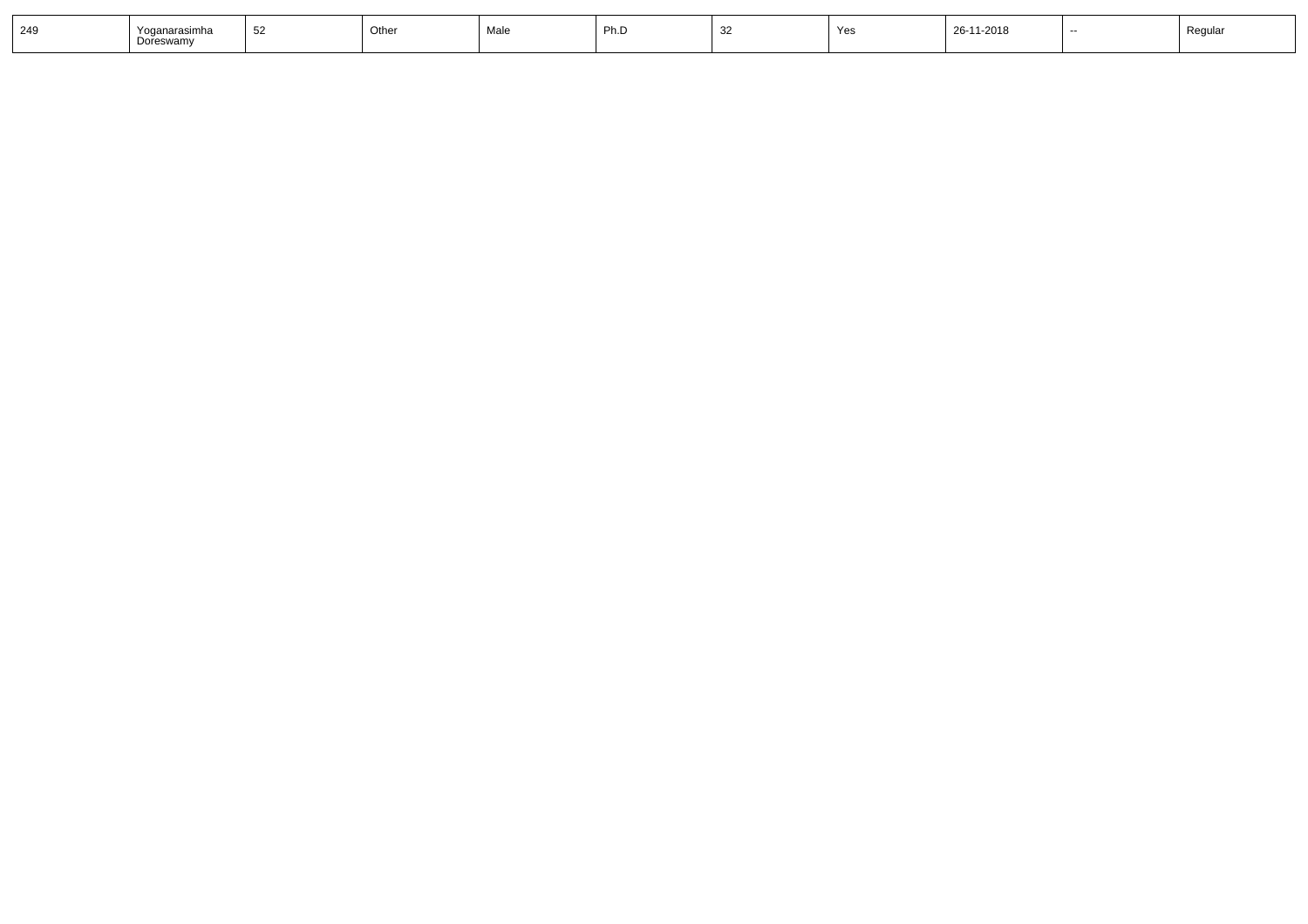| | | | | | | | | | | |
|---|---|---|---|---|---|---|---|---|---|---|
| 249 | Yoganarasimha Doreswamy | 52 | Other | Male | Ph.D | 32 | Yes | 26-11-2018 | -- | Regular |